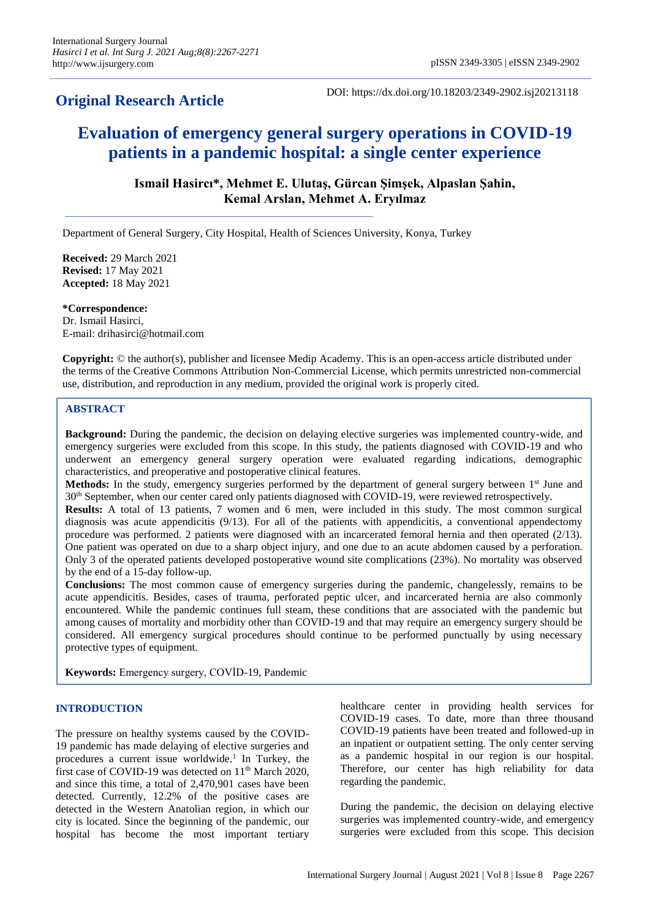**Original Research Article**

DOI: https://dx.doi.org/10.18203/2349-2902.isj20213118

# Evaluation of emergency general surgery operations in COVID-19 patients in a pandemic hospital: a single center experience

**Ismail Hasircı\*, Mehmet E. Ulutaş, Gürcan Şimşek, Alpaslan Şahin, Kemal Arslan, Mehmet A. Eryılmaz**

Department of General Surgery, City Hospital, Health of Sciences University, Konya, Turkey

**Received:** 29 March 2021
**Revised:** 17 May 2021
**Accepted:** 18 May 2021

**\*Correspondence:**
Dr. Ismail Hasirci,
E-mail: drihasirci@hotmail.com

**Copyright:** © the author(s), publisher and licensee Medip Academy. This is an open-access article distributed under the terms of the Creative Commons Attribution Non-Commercial License, which permits unrestricted non-commercial use, distribution, and reproduction in any medium, provided the original work is properly cited.

## ABSTRACT

**Background:** During the pandemic, the decision on delaying elective surgeries was implemented country-wide, and emergency surgeries were excluded from this scope. In this study, the patients diagnosed with COVID-19 and who underwent an emergency general surgery operation were evaluated regarding indications, demographic characteristics, and preoperative and postoperative clinical features.

**Methods:** In the study, emergency surgeries performed by the department of general surgery between 1st June and 30th September, when our center cared only patients diagnosed with COVID-19, were reviewed retrospectively.

**Results:** A total of 13 patients, 7 women and 6 men, were included in this study. The most common surgical diagnosis was acute appendicitis (9/13). For all of the patients with appendicitis, a conventional appendectomy procedure was performed. 2 patients were diagnosed with an incarcerated femoral hernia and then operated (2/13). One patient was operated on due to a sharp object injury, and one due to an acute abdomen caused by a perforation. Only 3 of the operated patients developed postoperative wound site complications (23%). No mortality was observed by the end of a 15-day follow-up.

**Conclusions:** The most common cause of emergency surgeries during the pandemic, changelessly, remains to be acute appendicitis. Besides, cases of trauma, perforated peptic ulcer, and incarcerated hernia are also commonly encountered. While the pandemic continues full steam, these conditions that are associated with the pandemic but among causes of mortality and morbidity other than COVID-19 and that may require an emergency surgery should be considered. All emergency surgical procedures should continue to be performed punctually by using necessary protective types of equipment.

**Keywords:** Emergency surgery, COVİD-19, Pandemic

## INTRODUCTION

The pressure on healthy systems caused by the COVID-19 pandemic has made delaying of elective surgeries and procedures a current issue worldwide.[1] In Turkey, the first case of COVID-19 was detected on 11th March 2020, and since this time, a total of 2,470,901 cases have been detected. Currently, 12.2% of the positive cases are detected in the Western Anatolian region, in which our city is located. Since the beginning of the pandemic, our hospital has become the most important tertiary healthcare center in providing health services for COVID-19 cases. To date, more than three thousand COVID-19 patients have been treated and followed-up in an inpatient or outpatient setting. The only center serving as a pandemic hospital in our region is our hospital. Therefore, our center has high reliability for data regarding the pandemic.

During the pandemic, the decision on delaying elective surgeries was implemented country-wide, and emergency surgeries were excluded from this scope. This decision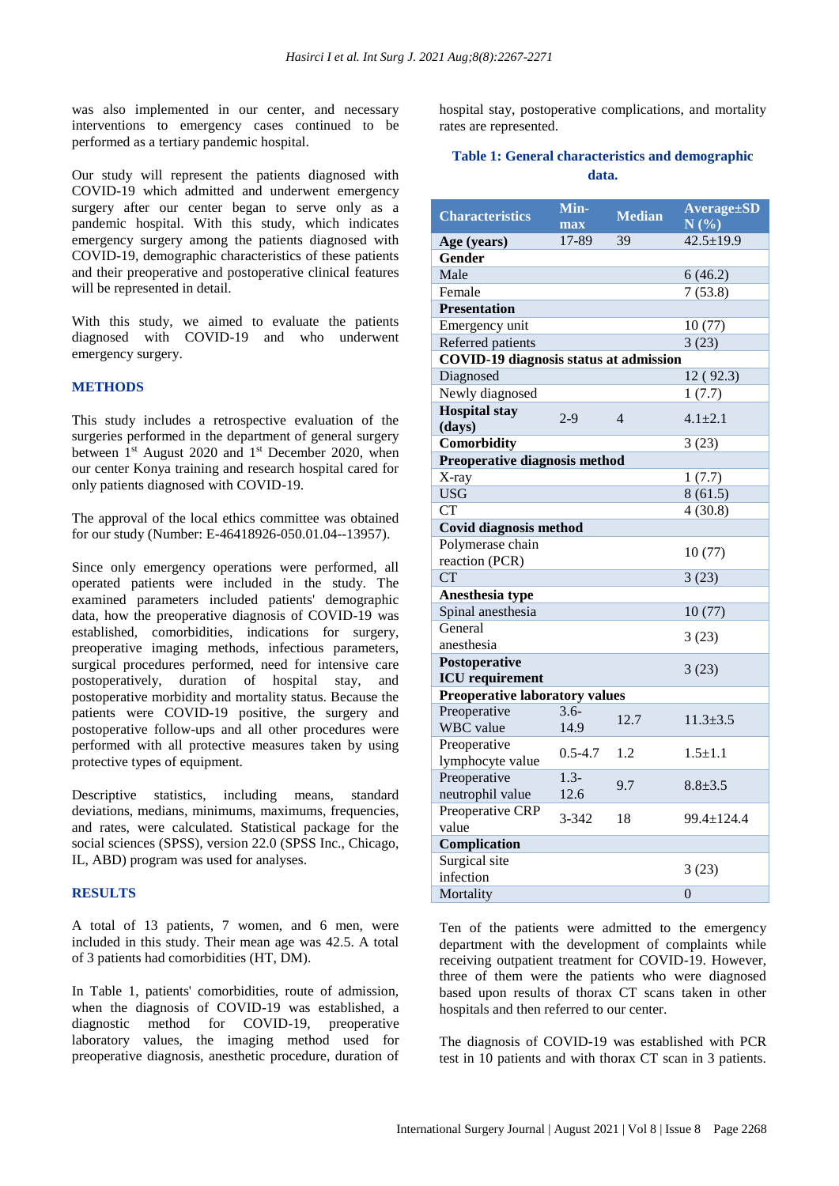was also implemented in our center, and necessary interventions to emergency cases continued to be performed as a tertiary pandemic hospital.

Our study will represent the patients diagnosed with COVID-19 which admitted and underwent emergency surgery after our center began to serve only as a pandemic hospital. With this study, which indicates emergency surgery among the patients diagnosed with COVID-19, demographic characteristics of these patients and their preoperative and postoperative clinical features will be represented in detail.

With this study, we aimed to evaluate the patients diagnosed with COVID-19 and who underwent emergency surgery.

## METHODS

This study includes a retrospective evaluation of the surgeries performed in the department of general surgery between 1st August 2020 and 1st December 2020, when our center Konya training and research hospital cared for only patients diagnosed with COVID-19.

The approval of the local ethics committee was obtained for our study (Number: E-46418926-050.01.04--13957).

Since only emergency operations were performed, all operated patients were included in the study. The examined parameters included patients' demographic data, how the preoperative diagnosis of COVID-19 was established, comorbidities, indications for surgery, preoperative imaging methods, infectious parameters, surgical procedures performed, need for intensive care postoperatively, duration of hospital stay, and postoperative morbidity and mortality status. Because the patients were COVID-19 positive, the surgery and postoperative follow-ups and all other procedures were performed with all protective measures taken by using protective types of equipment.

Descriptive statistics, including means, standard deviations, medians, minimums, maximums, frequencies, and rates, were calculated. Statistical package for the social sciences (SPSS), version 22.0 (SPSS Inc., Chicago, IL, ABD) program was used for analyses.

## RESULTS

A total of 13 patients, 7 women, and 6 men, were included in this study. Their mean age was 42.5. A total of 3 patients had comorbidities (HT, DM).

In Table 1, patients' comorbidities, route of admission, when the diagnosis of COVID-19 was established, a diagnostic method for COVID-19, preoperative laboratory values, the imaging method used for preoperative diagnosis, anesthetic procedure, duration of hospital stay, postoperative complications, and mortality rates are represented.

**Table 1: General characteristics and demographic data.**

| Characteristics | Min-max | Median | Average±SD N (%) |
|---|---|---|---|
| **Age (years)** | 17-89 | 39 | 42.5±19.9 |
| **Gender** | | | |
| Male | | | 6 (46.2) |
| Female | | | 7 (53.8) |
| **Presentation** | | | |
| Emergency unit | | | 10 (77) |
| Referred patients | | | 3 (23) |
| **COVID-19 diagnosis status at admission** | | | |
| Diagnosed | | | 12 ( 92.3) |
| Newly diagnosed | | | 1 (7.7) |
| **Hospital stay (days)** | 2-9 | 4 | 4.1±2.1 |
| **Comorbidity** | | | 3 (23) |
| **Preoperative diagnosis method** | | | |
| X-ray | | | 1 (7.7) |
| USG | | | 8 (61.5) |
| CT | | | 4 (30.8) |
| **Covid diagnosis method** | | | |
| Polymerase chain reaction (PCR) | | | 10 (77) |
| CT | | | 3 (23) |
| **Anesthesia type** | | | |
| Spinal anesthesia | | | 10 (77) |
| General anesthesia | | | 3 (23) |
| **Postoperative ICU requirement** | | | 3 (23) |
| **Preoperative laboratory values** | | | |
| Preoperative WBC value | 3.6-14.9 | 12.7 | 11.3±3.5 |
| Preoperative lymphocyte value | 0.5-4.7 | 1.2 | 1.5±1.1 |
| Preoperative neutrophil value | 1.3-12.6 | 9.7 | 8.8±3.5 |
| Preoperative CRP value | 3-342 | 18 | 99.4±124.4 |
| **Complication** | | | |
| Surgical site infection | | | 3 (23) |
| Mortality | | | 0 |

Ten of the patients were admitted to the emergency department with the development of complaints while receiving outpatient treatment for COVID-19. However, three of them were the patients who were diagnosed based upon results of thorax CT scans taken in other hospitals and then referred to our center.

The diagnosis of COVID-19 was established with PCR test in 10 patients and with thorax CT scan in 3 patients.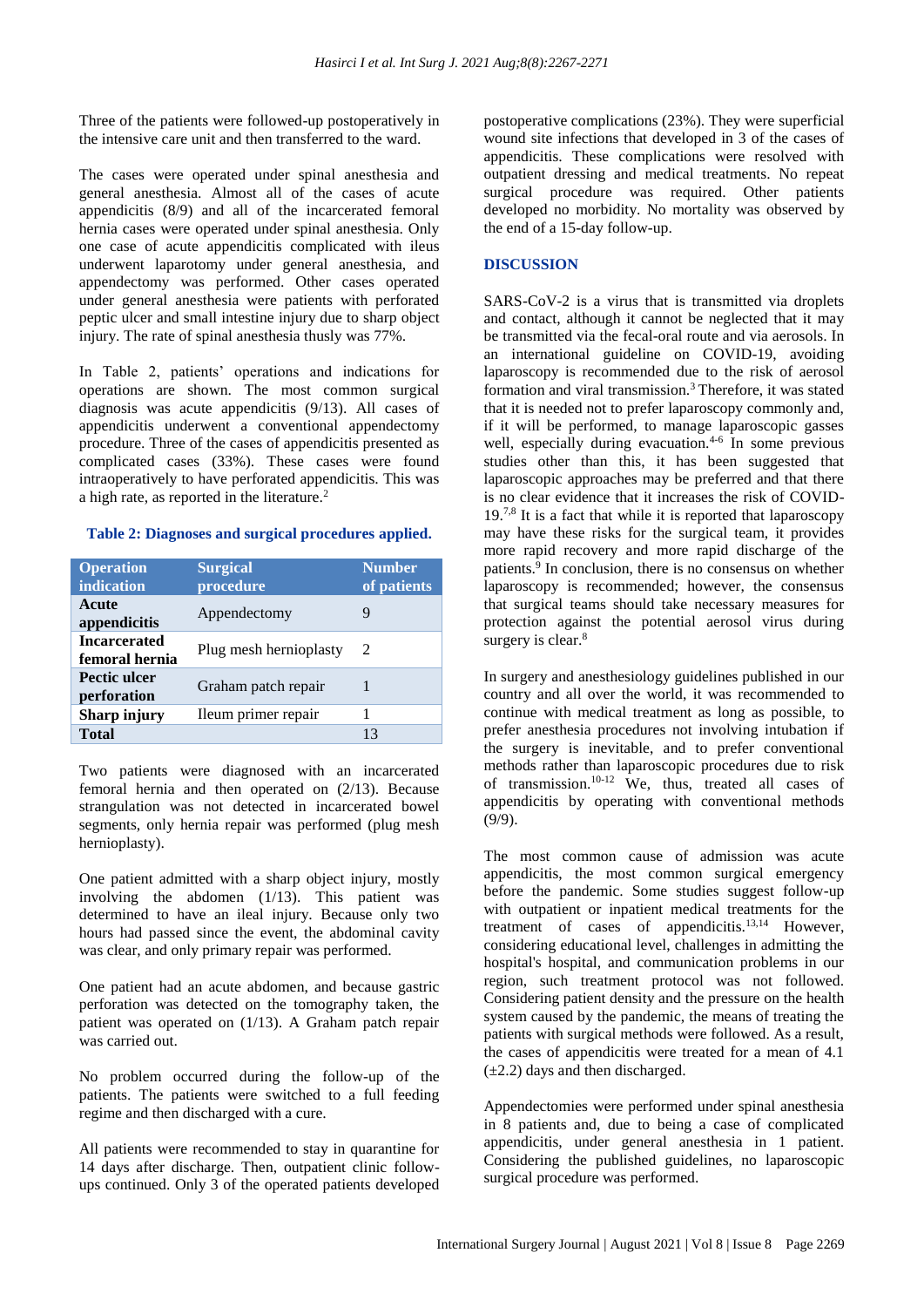Three of the patients were followed-up postoperatively in the intensive care unit and then transferred to the ward.

The cases were operated under spinal anesthesia and general anesthesia. Almost all of the cases of acute appendicitis (8/9) and all of the incarcerated femoral hernia cases were operated under spinal anesthesia. Only one case of acute appendicitis complicated with ileus underwent laparotomy under general anesthesia, and appendectomy was performed. Other cases operated under general anesthesia were patients with perforated peptic ulcer and small intestine injury due to sharp object injury. The rate of spinal anesthesia thusly was 77%.

In Table 2, patients' operations and indications for operations are shown. The most common surgical diagnosis was acute appendicitis (9/13). All cases of appendicitis underwent a conventional appendectomy procedure. Three of the cases of appendicitis presented as complicated cases (33%). These cases were found intraoperatively to have perforated appendicitis. This was a high rate, as reported in the literature.[2]

**Table 2: Diagnoses and surgical procedures applied.**

| Operation indication | Surgical procedure | Number of patients |
|---|---|---|
| **Acute appendicitis** | Appendectomy | 9 |
| **Incarcerated femoral hernia** | Plug mesh hernioplasty | 2 |
| **Pectic ulcer perforation** | Graham patch repair | 1 |
| **Sharp injury** | Ileum primer repair | 1 |
| **Total** | | 13 |

Two patients were diagnosed with an incarcerated femoral hernia and then operated on (2/13). Because strangulation was not detected in incarcerated bowel segments, only hernia repair was performed (plug mesh hernioplasty).

One patient admitted with a sharp object injury, mostly involving the abdomen (1/13). This patient was determined to have an ileal injury. Because only two hours had passed since the event, the abdominal cavity was clear, and only primary repair was performed.

One patient had an acute abdomen, and because gastric perforation was detected on the tomography taken, the patient was operated on (1/13). A Graham patch repair was carried out.

No problem occurred during the follow-up of the patients. The patients were switched to a full feeding regime and then discharged with a cure.

All patients were recommended to stay in quarantine for 14 days after discharge. Then, outpatient clinic follow-ups continued. Only 3 of the operated patients developed postoperative complications (23%). They were superficial wound site infections that developed in 3 of the cases of appendicitis. These complications were resolved with outpatient dressing and medical treatments. No repeat surgical procedure was required. Other patients developed no morbidity. No mortality was observed by the end of a 15-day follow-up.

## DISCUSSION

SARS-CoV-2 is a virus that is transmitted via droplets and contact, although it cannot be neglected that it may be transmitted via the fecal-oral route and via aerosols. In an international guideline on COVID-19, avoiding laparoscopy is recommended due to the risk of aerosol formation and viral transmission.[3] Therefore, it was stated that it is needed not to prefer laparoscopy commonly and, if it will be performed, to manage laparoscopic gasses well, especially during evacuation.[4-6] In some previous studies other than this, it has been suggested that laparoscopic approaches may be preferred and that there is no clear evidence that it increases the risk of COVID-19.[7,8] It is a fact that while it is reported that laparoscopy may have these risks for the surgical team, it provides more rapid recovery and more rapid discharge of the patients.[9] In conclusion, there is no consensus on whether laparoscopy is recommended; however, the consensus that surgical teams should take necessary measures for protection against the potential aerosol virus during surgery is clear.[8]

In surgery and anesthesiology guidelines published in our country and all over the world, it was recommended to continue with medical treatment as long as possible, to prefer anesthesia procedures not involving intubation if the surgery is inevitable, and to prefer conventional methods rather than laparoscopic procedures due to risk of transmission.[10-12] We, thus, treated all cases of appendicitis by operating with conventional methods (9/9).

The most common cause of admission was acute appendicitis, the most common surgical emergency before the pandemic. Some studies suggest follow-up with outpatient or inpatient medical treatments for the treatment of cases of appendicitis.[13,14] However, considering educational level, challenges in admitting the hospital's hospital, and communication problems in our region, such treatment protocol was not followed. Considering patient density and the pressure on the health system caused by the pandemic, the means of treating the patients with surgical methods were followed. As a result, the cases of appendicitis were treated for a mean of 4.1 (±2.2) days and then discharged.

Appendectomies were performed under spinal anesthesia in 8 patients and, due to being a case of complicated appendicitis, under general anesthesia in 1 patient. Considering the published guidelines, no laparoscopic surgical procedure was performed.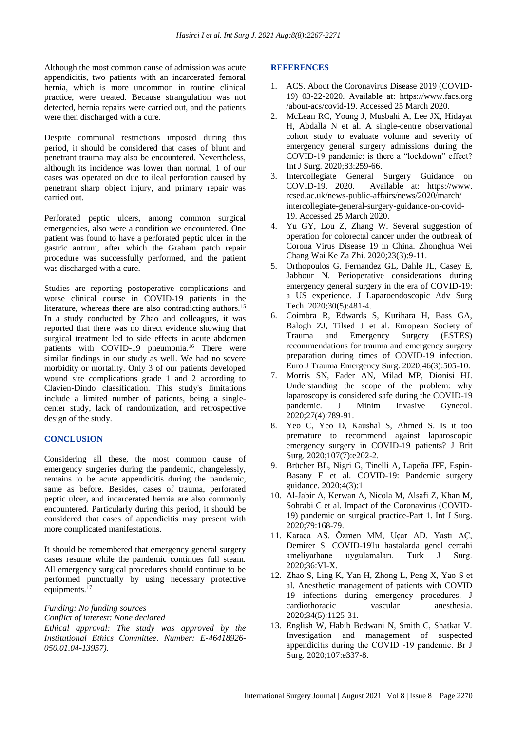Although the most common cause of admission was acute appendicitis, two patients with an incarcerated femoral hernia, which is more uncommon in routine clinical practice, were treated. Because strangulation was not detected, hernia repairs were carried out, and the patients were then discharged with a cure.

Despite communal restrictions imposed during this period, it should be considered that cases of blunt and penetrant trauma may also be encountered. Nevertheless, although its incidence was lower than normal, 1 of our cases was operated on due to ileal perforation caused by penetrant sharp object injury, and primary repair was carried out.

Perforated peptic ulcers, among common surgical emergencies, also were a condition we encountered. One patient was found to have a perforated peptic ulcer in the gastric antrum, after which the Graham patch repair procedure was successfully performed, and the patient was discharged with a cure.

Studies are reporting postoperative complications and worse clinical course in COVID-19 patients in the literature, whereas there are also contradicting authors.[15] In a study conducted by Zhao and colleagues, it was reported that there was no direct evidence showing that surgical treatment led to side effects in acute abdomen patients with COVID-19 pneumonia.[16] There were similar findings in our study as well. We had no severe morbidity or mortality. Only 3 of our patients developed wound site complications grade 1 and 2 according to Clavien-Dindo classification. This study's limitations include a limited number of patients, being a single-center study, lack of randomization, and retrospective design of the study.

## CONCLUSION

Considering all these, the most common cause of emergency surgeries during the pandemic, changelessly, remains to be acute appendicitis during the pandemic, same as before. Besides, cases of trauma, perforated peptic ulcer, and incarcerated hernia are also commonly encountered. Particularly during this period, it should be considered that cases of appendicitis may present with more complicated manifestations.

It should be remembered that emergency general surgery cases resume while the pandemic continues full steam. All emergency surgical procedures should continue to be performed punctually by using necessary protective equipments.[17]

*Funding: No funding sources*
*Conflict of interest: None declared*
*Ethical approval: The study was approved by the Institutional Ethics Committee. Number: E-46418926-050.01.04-13957).*

## REFERENCES

1. ACS. About the Coronavirus Disease 2019 (COVID-19) 03-22-2020. Available at: https://www.facs.org/about-acs/covid-19. Accessed 25 March 2020.
2. McLean RC, Young J, Musbahi A, Lee JX, Hidayat H, Abdalla N et al. A single-centre observational cohort study to evaluate volume and severity of emergency general surgery admissions during the COVID-19 pandemic: is there a "lockdown" effect? Int J Surg. 2020;83:259-66.
3. Intercollegiate General Surgery Guidance on COVID-19. 2020. Available at: https://www.rcsed.ac.uk/news-public-affairs/news/2020/march/intercollegiate-general-surgery-guidance-on-covid-19. Accessed 25 March 2020.
4. Yu GY, Lou Z, Zhang W. Several suggestion of operation for colorectal cancer under the outbreak of Corona Virus Disease 19 in China. Zhonghua Wei Chang Wai Ke Za Zhi. 2020;23(3):9-11.
5. Orthopoulos G, Fernandez GL, Dahle JL, Casey E, Jabbour N. Perioperative considerations during emergency general surgery in the era of COVID-19: a US experience. J Laparoendoscopic Adv Surg Tech. 2020;30(5):481-4.
6. Coimbra R, Edwards S, Kurihara H, Bass GA, Balogh ZJ, Tilsed J et al. European Society of Trauma and Emergency Surgery (ESTES) recommendations for trauma and emergency surgery preparation during times of COVID-19 infection. Euro J Trauma Emergency Surg. 2020;46(3):505-10.
7. Morris SN, Fader AN, Milad MP, Dionisi HJ. Understanding the scope of the problem: why laparoscopy is considered safe during the COVID-19 pandemic. J Minim Invasive Gynecol. 2020;27(4):789-91.
8. Yeo C, Yeo D, Kaushal S, Ahmed S. Is it too premature to recommend against laparoscopic emergency surgery in COVID-19 patients? J Brit Surg. 2020;107(7):e202-2.
9. Brücher BL, Nigri G, Tinelli A, Lapeña JFF, Espin-Basany E et al. COVID-19: Pandemic surgery guidance. 2020;4(3):1.
10. Al-Jabir A, Kerwan A, Nicola M, Alsafi Z, Khan M, Sohrabi C et al. Impact of the Coronavirus (COVID-19) pandemic on surgical practice-Part 1. Int J Surg. 2020;79:168-79.
11. Karaca AS, Özmen MM, Uçar AD, Yastı AÇ, Demirer S. COVID-19'lu hastalarda genel cerrahi ameliyathane uygulamaları. Turk J Surg. 2020;36:VI-X.
12. Zhao S, Ling K, Yan H, Zhong L, Peng X, Yao S et al. Anesthetic management of patients with COVID 19 infections during emergency procedures. J cardiothoracic vascular anesthesia. 2020;34(5):1125-31.
13. English W, Habib Bedwani N, Smith C, Shatkar V. Investigation and management of suspected appendicitis during the COVID -19 pandemic. Br J Surg. 2020;107:e337-8.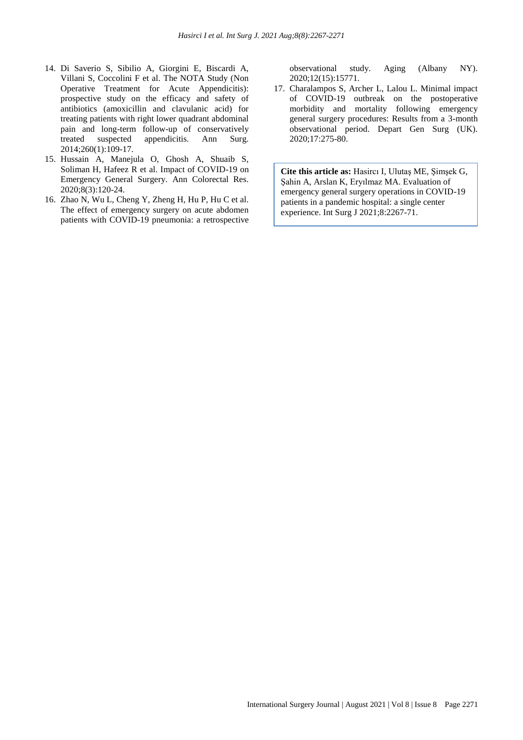14. Di Saverio S, Sibilio A, Giorgini E, Biscardi A, Villani S, Coccolini F et al. The NOTA Study (Non Operative Treatment for Acute Appendicitis): prospective study on the efficacy and safety of antibiotics (amoxicillin and clavulanic acid) for treating patients with right lower quadrant abdominal pain and long-term follow-up of conservatively treated suspected appendicitis. Ann Surg. 2014;260(1):109-17.
15. Hussain A, Manejula O, Ghosh A, Shuaib S, Soliman H, Hafeez R et al. Impact of COVID-19 on Emergency General Surgery. Ann Colorectal Res. 2020;8(3):120-24.
16. Zhao N, Wu L, Cheng Y, Zheng H, Hu P, Hu C et al. The effect of emergency surgery on acute abdomen patients with COVID-19 pneumonia: a retrospective observational study. Aging (Albany NY). 2020;12(15):15771.
17. Charalampos S, Archer L, Lalou L. Minimal impact of COVID-19 outbreak on the postoperative morbidity and mortality following emergency general surgery procedures: Results from a 3-month observational period. Depart Gen Surg (UK). 2020;17:275-80.

**Cite this article as:** Hasircı I, Ulutaş ME, Şimşek G, Şahin A, Arslan K, Eryılmaz MA. Evaluation of emergency general surgery operations in COVID-19 patients in a pandemic hospital: a single center experience. Int Surg J 2021;8:2267-71.